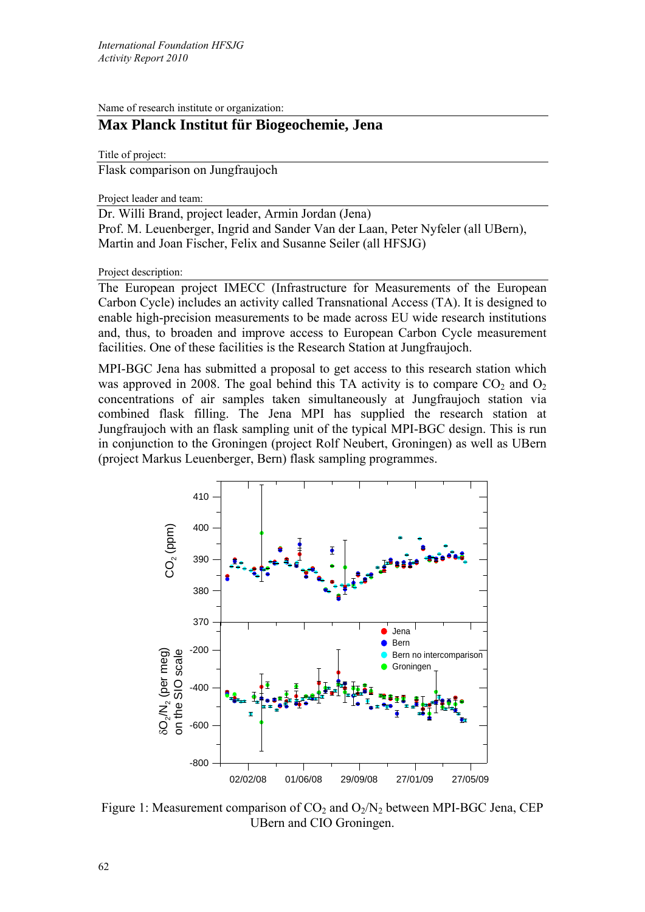*International Foundation HFSJG*
*Activity Report 2010*

Name of research institute or organization:

## Max Planck Institut für Biogeochemie, Jena

Title of project:

Flask comparison on Jungfraujoch

Project leader and team:

Dr. Willi Brand, project leader, Armin Jordan (Jena)
Prof. M. Leuenberger, Ingrid and Sander Van der Laan, Peter Nyfeler (all UBern),
Martin and Joan Fischer, Felix and Susanne Seiler (all HFSJG)

Project description:

The European project IMECC (Infrastructure for Measurements of the European Carbon Cycle) includes an activity called Transnational Access (TA). It is designed to enable high-precision measurements to be made across EU wide research institutions and, thus, to broaden and improve access to European Carbon Cycle measurement facilities. One of these facilities is the Research Station at Jungfraujoch.

MPI-BGC Jena has submitted a proposal to get access to this research station which was approved in 2008. The goal behind this TA activity is to compare $CO_2$ and $O_2$ concentrations of air samples taken simultaneously at Jungfraujoch station via combined flask filling. The Jena MPI has supplied the research station at Jungfraujoch with an flask sampling unit of the typical MPI-BGC design. This is run in conjunction to the Groningen (project Rolf Neubert, Groningen) as well as UBern (project Markus Leuenberger, Bern) flask sampling programmes.

$CO_2$ (ppm)
410
400
390
380
370

$\delta O_2/N_2$ (per meg) on the SIO scale
-200
-400
-600
-800

02/02/08
01/06/08
29/09/08
27/01/09
27/05/09

Jena
Bern
Bern no intercomparison
Groningen

Figure 1: Measurement comparison of $CO_2$ and $O_2/N_2$ between MPI-BGC Jena, CEP UBern and CIO Groningen.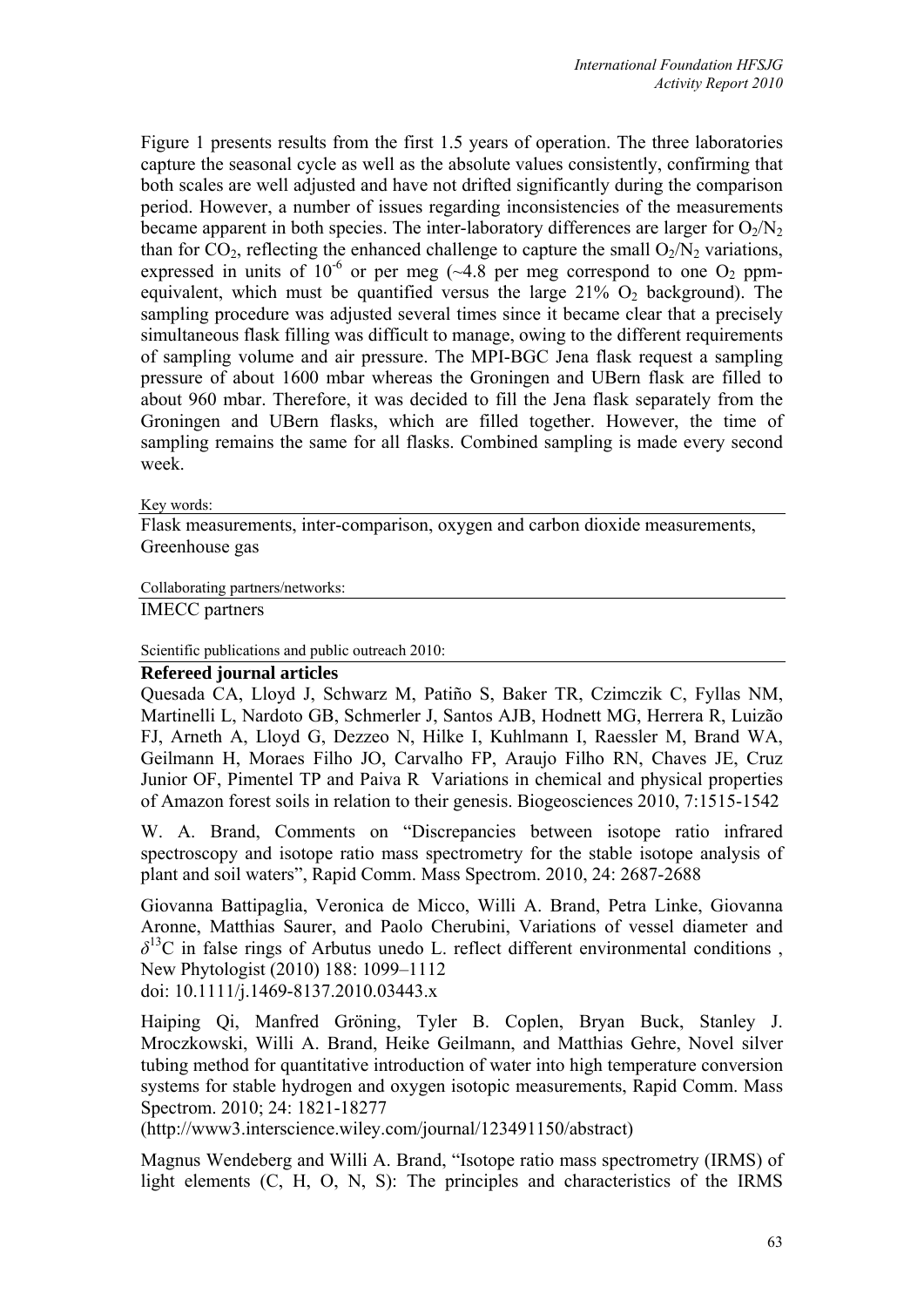Figure 1 presents results from the first 1.5 years of operation. The three laboratories capture the seasonal cycle as well as the absolute values consistently, confirming that both scales are well adjusted and have not drifted significantly during the comparison period. However, a number of issues regarding inconsistencies of the measurements became apparent in both species. The inter-laboratory differences are larger for $O_2/N_2$ than for $CO_2$, reflecting the enhanced challenge to capture the small $O_2/N_2$ variations, expressed in units of $10^{-6}$ or per meg (~4.8 per meg correspond to one $O_2$ ppm-equivalent, which must be quantified versus the large 21% $O_2$ background). The sampling procedure was adjusted several times since it became clear that a precisely simultaneous flask filling was difficult to manage, owing to the different requirements of sampling volume and air pressure. The MPI-BGC Jena flask request a sampling pressure of about 1600 mbar whereas the Groningen and UBern flask are filled to about 960 mbar. Therefore, it was decided to fill the Jena flask separately from the Groningen and UBern flasks, which are filled together. However, the time of sampling remains the same for all flasks. Combined sampling is made every second week.

Key words:

Flask measurements, inter-comparison, oxygen and carbon dioxide measurements, Greenhouse gas

Collaborating partners/networks:

IMECC partners

Scientific publications and public outreach 2010:

**Refereed journal articles**

Quesada CA, Lloyd J, Schwarz M, Patiño S, Baker TR, Czimczik C, Fyllas NM, Martinelli L, Nardoto GB, Schmerler J, Santos AJB, Hodnett MG, Herrera R, Luizão FJ, Arneth A, Lloyd G, Dezzeo N, Hilke I, Kuhlmann I, Raessler M, Brand WA, Geilmann H, Moraes Filho JO, Carvalho FP, Araujo Filho RN, Chaves JE, Cruz Junior OF, Pimentel TP and Paiva R Variations in chemical and physical properties of Amazon forest soils in relation to their genesis. Biogeosciences 2010, 7:1515-1542

W. A. Brand, Comments on "Discrepancies between isotope ratio infrared spectroscopy and isotope ratio mass spectrometry for the stable isotope analysis of plant and soil waters", Rapid Comm. Mass Spectrom. 2010, 24: 2687-2688

Giovanna Battipaglia, Veronica de Micco, Willi A. Brand, Petra Linke, Giovanna Aronne, Matthias Saurer, and Paolo Cherubini, Variations of vessel diameter and $\delta^{13}C$ in false rings of Arbutus unedo L. reflect different environmental conditions , New Phytologist (2010) 188: 1099–1112
doi: 10.1111/j.1469-8137.2010.03443.x

Haiping Qi, Manfred Gröning, Tyler B. Coplen, Bryan Buck, Stanley J. Mroczkowski, Willi A. Brand, Heike Geilmann, and Matthias Gehre, Novel silver tubing method for quantitative introduction of water into high temperature conversion systems for stable hydrogen and oxygen isotopic measurements, Rapid Comm. Mass Spectrom. 2010; 24: 1821-18277
(http://www3.interscience.wiley.com/journal/123491150/abstract)

Magnus Wendeberg and Willi A. Brand, "Isotope ratio mass spectrometry (IRMS) of light elements (C, H, O, N, S): The principles and characteristics of the IRMS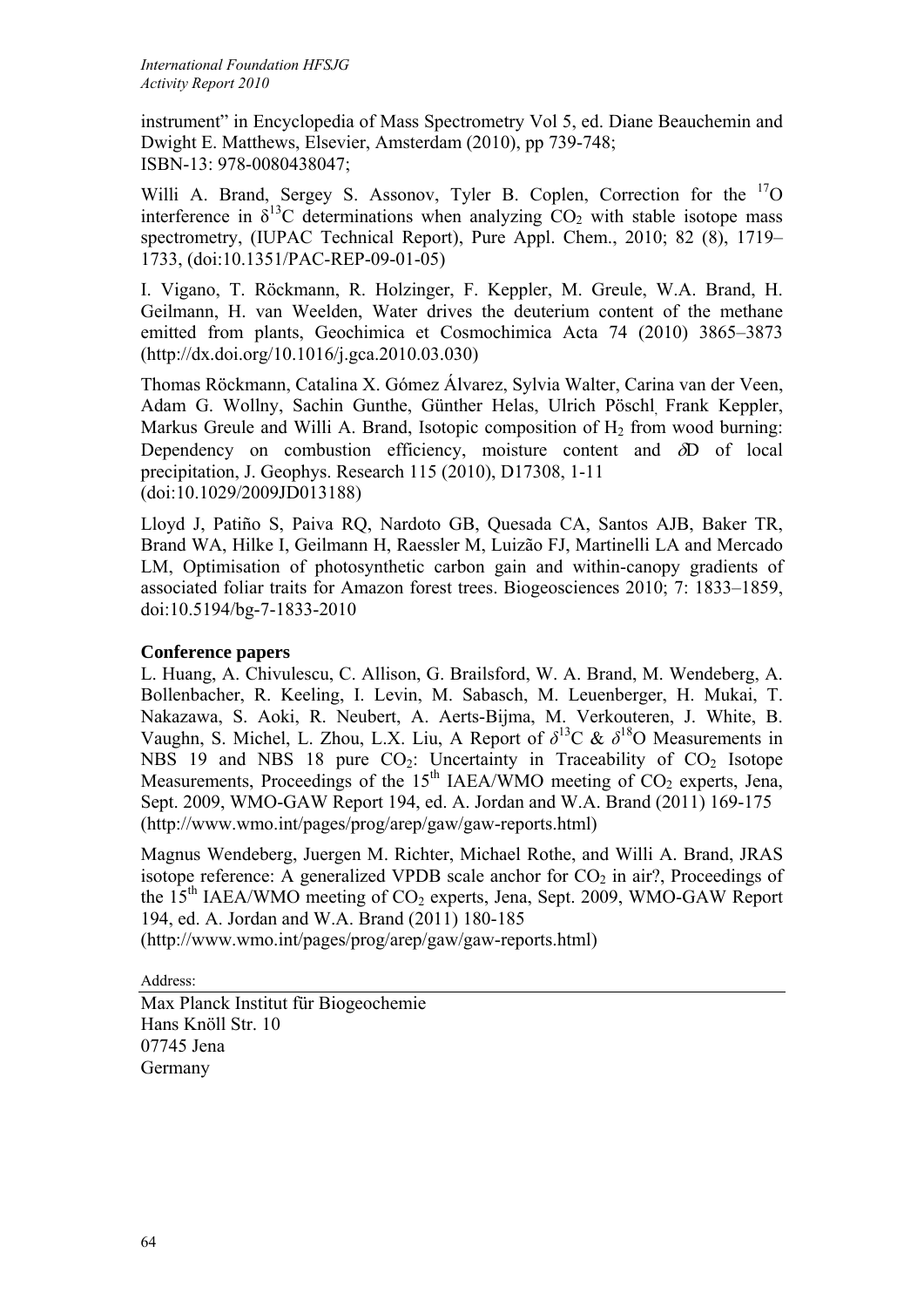instrument" in Encyclopedia of Mass Spectrometry Vol 5, ed. Diane Beauchemin and Dwight E. Matthews, Elsevier, Amsterdam (2010), pp 739-748; ISBN-13: 978-0080438047;

Willi A. Brand, Sergey S. Assonov, Tyler B. Coplen, Correction for the $^{17}O$ interference in $\delta^{13}C$ determinations when analyzing $CO_2$ with stable isotope mass spectrometry, (IUPAC Technical Report), Pure Appl. Chem., 2010; 82 (8), 1719–1733, (doi:10.1351/PAC-REP-09-01-05)

I. Vigano, T. Röckmann, R. Holzinger, F. Keppler, M. Greule, W.A. Brand, H. Geilmann, H. van Weelden, Water drives the deuterium content of the methane emitted from plants, Geochimica et Cosmochimica Acta 74 (2010) 3865–3873 (http://dx.doi.org/10.1016/j.gca.2010.03.030)

Thomas Röckmann, Catalina X. Gómez Álvarez, Sylvia Walter, Carina van der Veen, Adam G. Wollny, Sachin Gunthe, Günther Helas, Ulrich Pöschl, Frank Keppler, Markus Greule and Willi A. Brand, Isotopic composition of $H_2$ from wood burning: Dependency on combustion efficiency, moisture content and $\delta$D of local precipitation, J. Geophys. Research 115 (2010), D17308, 1-11 (doi:10.1029/2009JD013188)

Lloyd J, Patiño S, Paiva RQ, Nardoto GB, Quesada CA, Santos AJB, Baker TR, Brand WA, Hilke I, Geilmann H, Raessler M, Luizão FJ, Martinelli LA and Mercado LM, Optimisation of photosynthetic carbon gain and within-canopy gradients of associated foliar traits for Amazon forest trees. Biogeosciences 2010; 7: 1833–1859, doi:10.5194/bg-7-1833-2010

**Conference papers**

L. Huang, A. Chivulescu, C. Allison, G. Brailsford, W. A. Brand, M. Wendeberg, A. Bollenbacher, R. Keeling, I. Levin, M. Sabasch, M. Leuenberger, H. Mukai, T. Nakazawa, S. Aoki, R. Neubert, A. Aerts-Bijma, M. Verkouteren, J. White, B. Vaughn, S. Michel, L. Zhou, L.X. Liu, A Report of $\delta^{13}C$ & $\delta^{18}O$ Measurements in NBS 19 and NBS 18 pure $CO_2$: Uncertainty in Traceability of $CO_2$ Isotope Measurements, Proceedings of the 15th IAEA/WMO meeting of $CO_2$ experts, Jena, Sept. 2009, WMO-GAW Report 194, ed. A. Jordan and W.A. Brand (2011) 169-175 (http://www.wmo.int/pages/prog/arep/gaw/gaw-reports.html)

Magnus Wendeberg, Juergen M. Richter, Michael Rothe, and Willi A. Brand, JRAS isotope reference: A generalized VPDB scale anchor for $CO_2$ in air?, Proceedings of the 15th IAEA/WMO meeting of $CO_2$ experts, Jena, Sept. 2009, WMO-GAW Report 194, ed. A. Jordan and W.A. Brand (2011) 180-185 (http://www.wmo.int/pages/prog/arep/gaw/gaw-reports.html)

Address:

Max Planck Institut für Biogeochemie
Hans Knöll Str. 10
07745 Jena
Germany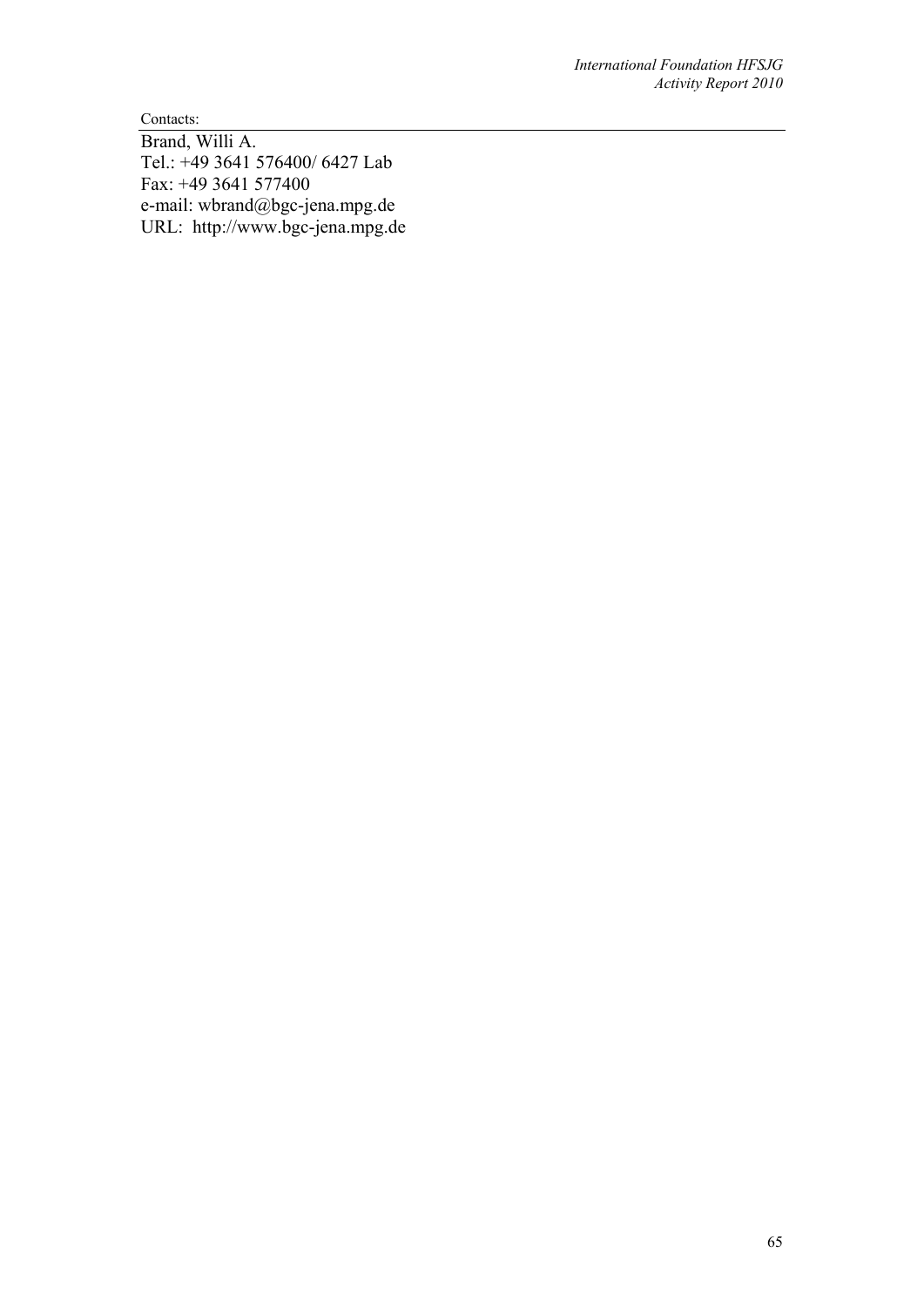Contacts:

Brand, Willi A.
Tel.: +49 3641 576400/ 6427 Lab
Fax: +49 3641 577400
e-mail: wbrand@bgc-jena.mpg.de
URL: http://www.bgc-jena.mpg.de